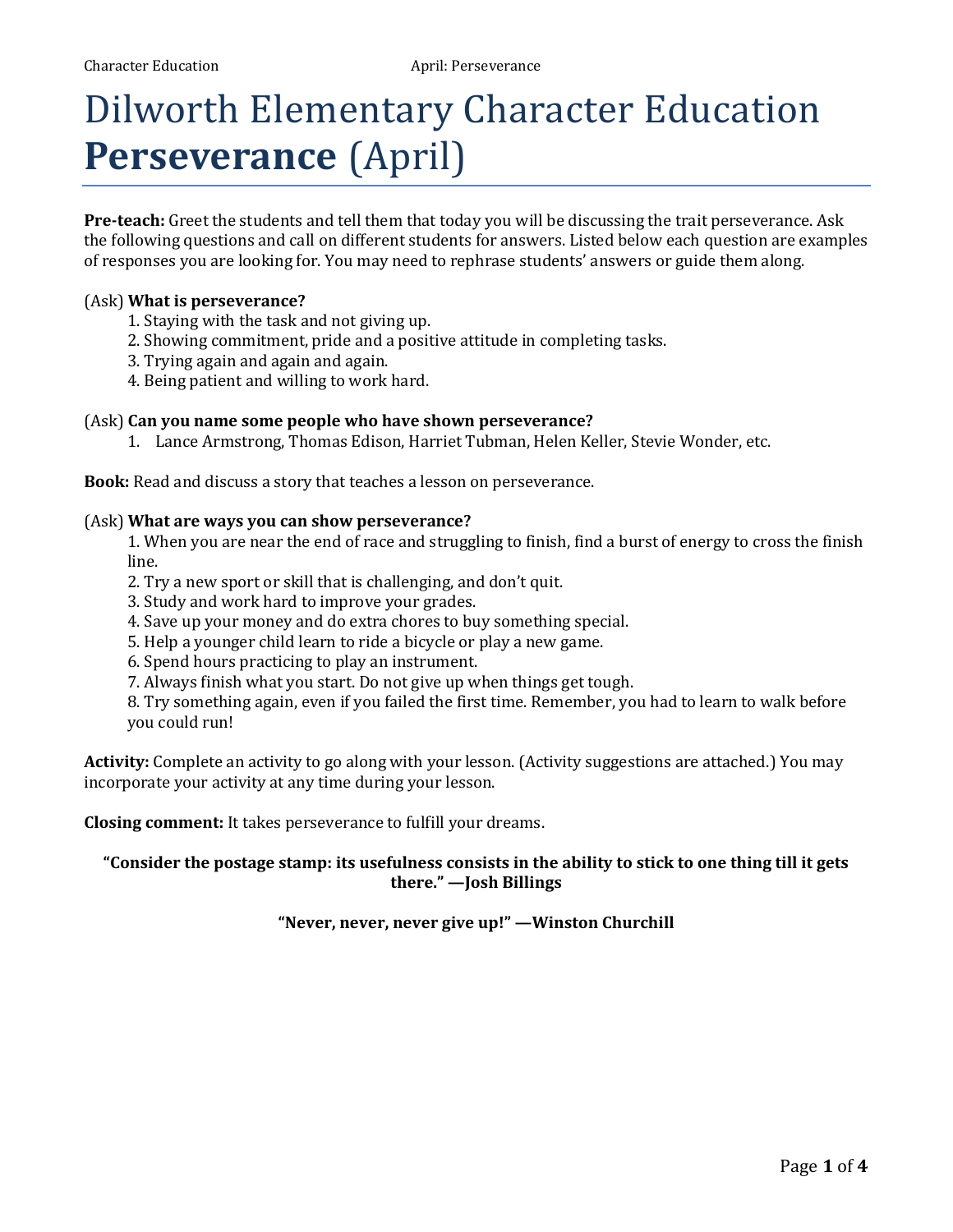# Dilworth Elementary Character Education **Perseverance** (April)

**Pre-teach:** Greet the students and tell them that today you will be discussing the trait perseverance. Ask the following questions and call on different students for answers. Listed below each question are examples of responses you are looking for. You may need to rephrase students' answers or guide them along.

(Ask) **What is perseverance?**

1. Staying with the task and not giving up.
2. Showing commitment, pride and a positive attitude in completing tasks.
3. Trying again and again and again.
4. Being patient and willing to work hard.

(Ask) **Can you name some people who have shown perseverance?**

1. Lance Armstrong, Thomas Edison, Harriet Tubman, Helen Keller, Stevie Wonder, etc.

**Book:** Read and discuss a story that teaches a lesson on perseverance.

(Ask) **What are ways you can show perseverance?**

1. When you are near the end of race and struggling to finish, find a burst of energy to cross the finish line.
2. Try a new sport or skill that is challenging, and don't quit.
3. Study and work hard to improve your grades.
4. Save up your money and do extra chores to buy something special.
5. Help a younger child learn to ride a bicycle or play a new game.
6. Spend hours practicing to play an instrument.
7. Always finish what you start. Do not give up when things get tough.
8. Try something again, even if you failed the first time. Remember, you had to learn to walk before you could run!

**Activity:** Complete an activity to go along with your lesson. (Activity suggestions are attached.) You may incorporate your activity at any time during your lesson.

**Closing comment:** It takes perseverance to fulfill your dreams.

**"Consider the postage stamp: its usefulness consists in the ability to stick to one thing till it gets there." —Josh Billings**

**"Never, never, never give up!" —Winston Churchill**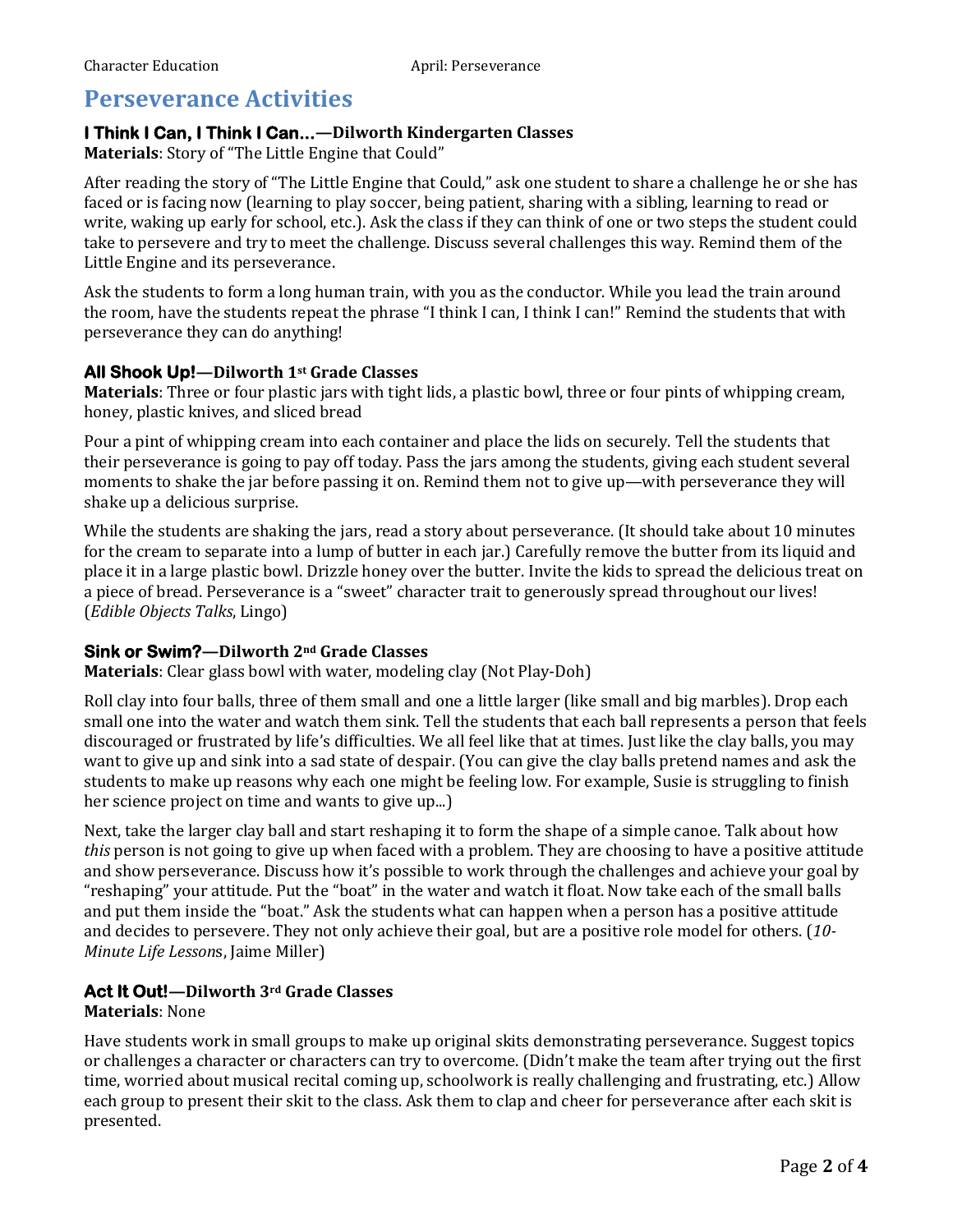# Perseverance Activities

### I Think I Can, I Think I Can…—Dilworth Kindergarten Classes

**Materials**: Story of "The Little Engine that Could"

After reading the story of "The Little Engine that Could," ask one student to share a challenge he or she has faced or is facing now (learning to play soccer, being patient, sharing with a sibling, learning to read or write, waking up early for school, etc.). Ask the class if they can think of one or two steps the student could take to persevere and try to meet the challenge. Discuss several challenges this way. Remind them of the Little Engine and its perseverance.

Ask the students to form a long human train, with you as the conductor. While you lead the train around the room, have the students repeat the phrase "I think I can, I think I can!" Remind the students that with perseverance they can do anything!

### All Shook Up!—Dilworth 1st Grade Classes

**Materials**: Three or four plastic jars with tight lids, a plastic bowl, three or four pints of whipping cream, honey, plastic knives, and sliced bread

Pour a pint of whipping cream into each container and place the lids on securely. Tell the students that their perseverance is going to pay off today. Pass the jars among the students, giving each student several moments to shake the jar before passing it on. Remind them not to give up—with perseverance they will shake up a delicious surprise.

While the students are shaking the jars, read a story about perseverance. (It should take about 10 minutes for the cream to separate into a lump of butter in each jar.) Carefully remove the butter from its liquid and place it in a large plastic bowl. Drizzle honey over the butter. Invite the kids to spread the delicious treat on a piece of bread. Perseverance is a "sweet" character trait to generously spread throughout our lives! (*Edible Objects Talks*, Lingo)

### Sink or Swim?—Dilworth 2nd Grade Classes

**Materials**: Clear glass bowl with water, modeling clay (Not Play-Doh)

Roll clay into four balls, three of them small and one a little larger (like small and big marbles). Drop each small one into the water and watch them sink. Tell the students that each ball represents a person that feels discouraged or frustrated by life's difficulties. We all feel like that at times. Just like the clay balls, you may want to give up and sink into a sad state of despair. (You can give the clay balls pretend names and ask the students to make up reasons why each one might be feeling low. For example, Susie is struggling to finish her science project on time and wants to give up...)

Next, take the larger clay ball and start reshaping it to form the shape of a simple canoe. Talk about how *this* person is not going to give up when faced with a problem. They are choosing to have a positive attitude and show perseverance. Discuss how it's possible to work through the challenges and achieve your goal by "reshaping" your attitude. Put the "boat" in the water and watch it float. Now take each of the small balls and put them inside the "boat." Ask the students what can happen when a person has a positive attitude and decides to persevere. They not only achieve their goal, but are a positive role model for others. (*10-Minute Life Lessons*, Jaime Miller)

### Act It Out!—Dilworth 3rd Grade Classes

**Materials**: None

Have students work in small groups to make up original skits demonstrating perseverance. Suggest topics or challenges a character or characters can try to overcome. (Didn't make the team after trying out the first time, worried about musical recital coming up, schoolwork is really challenging and frustrating, etc.) Allow each group to present their skit to the class. Ask them to clap and cheer for perseverance after each skit is presented.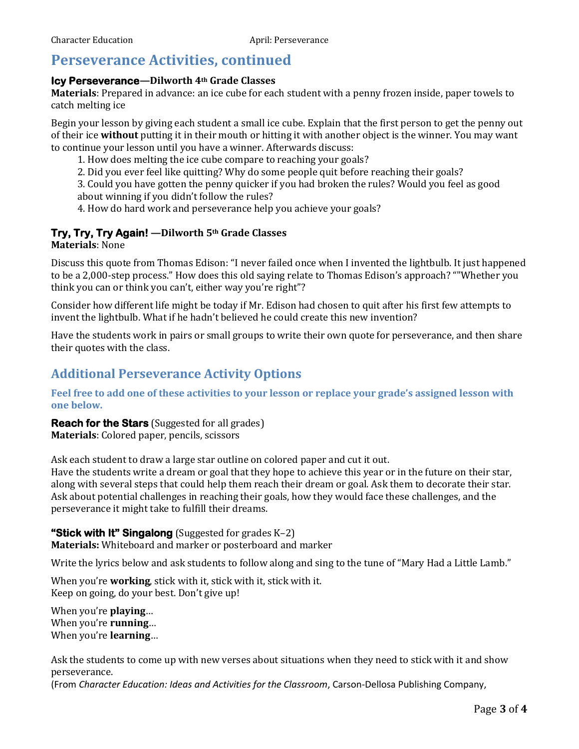## Perseverance Activities, continued

### Icy Perseverance—Dilworth 4th Grade Classes

**Materials**: Prepared in advance: an ice cube for each student with a penny frozen inside, paper towels to catch melting ice

Begin your lesson by giving each student a small ice cube. Explain that the first person to get the penny out of their ice **without** putting it in their mouth or hitting it with another object is the winner. You may want to continue your lesson until you have a winner. Afterwards discuss:

1. How does melting the ice cube compare to reaching your goals?
2. Did you ever feel like quitting? Why do some people quit before reaching their goals?
3. Could you have gotten the penny quicker if you had broken the rules? Would you feel as good about winning if you didn't follow the rules?
4. How do hard work and perseverance help you achieve your goals?

### Try, Try, Try Again! —Dilworth 5th Grade Classes

**Materials**: None

Discuss this quote from Thomas Edison: "I never failed once when I invented the lightbulb. It just happened to be a 2,000-step process." How does this old saying relate to Thomas Edison's approach? ""Whether you think you can or think you can't, either way you're right"?

Consider how different life might be today if Mr. Edison had chosen to quit after his first few attempts to invent the lightbulb. What if he hadn't believed he could create this new invention?

Have the students work in pairs or small groups to write their own quote for perseverance, and then share their quotes with the class.

## Additional Perseverance Activity Options

**Feel free to add one of these activities to your lesson or replace your grade's assigned lesson with one below.**

**Reach for the Stars** (Suggested for all grades)
**Materials**: Colored paper, pencils, scissors

Ask each student to draw a large star outline on colored paper and cut it out.
Have the students write a dream or goal that they hope to achieve this year or in the future on their star, along with several steps that could help them reach their dream or goal. Ask them to decorate their star. Ask about potential challenges in reaching their goals, how they would face these challenges, and the perseverance it might take to fulfill their dreams.

**"Stick with It" Singalong** (Suggested for grades K–2)
**Materials:** Whiteboard and marker or posterboard and marker

Write the lyrics below and ask students to follow along and sing to the tune of "Mary Had a Little Lamb."

When you're **working**, stick with it, stick with it, stick with it.
Keep on going, do your best. Don't give up!

When you're **playing**…
When you're **running**…
When you're **learning**…

Ask the students to come up with new verses about situations when they need to stick with it and show perseverance.
(From *Character Education: Ideas and Activities for the Classroom*, Carson-Dellosa Publishing Company,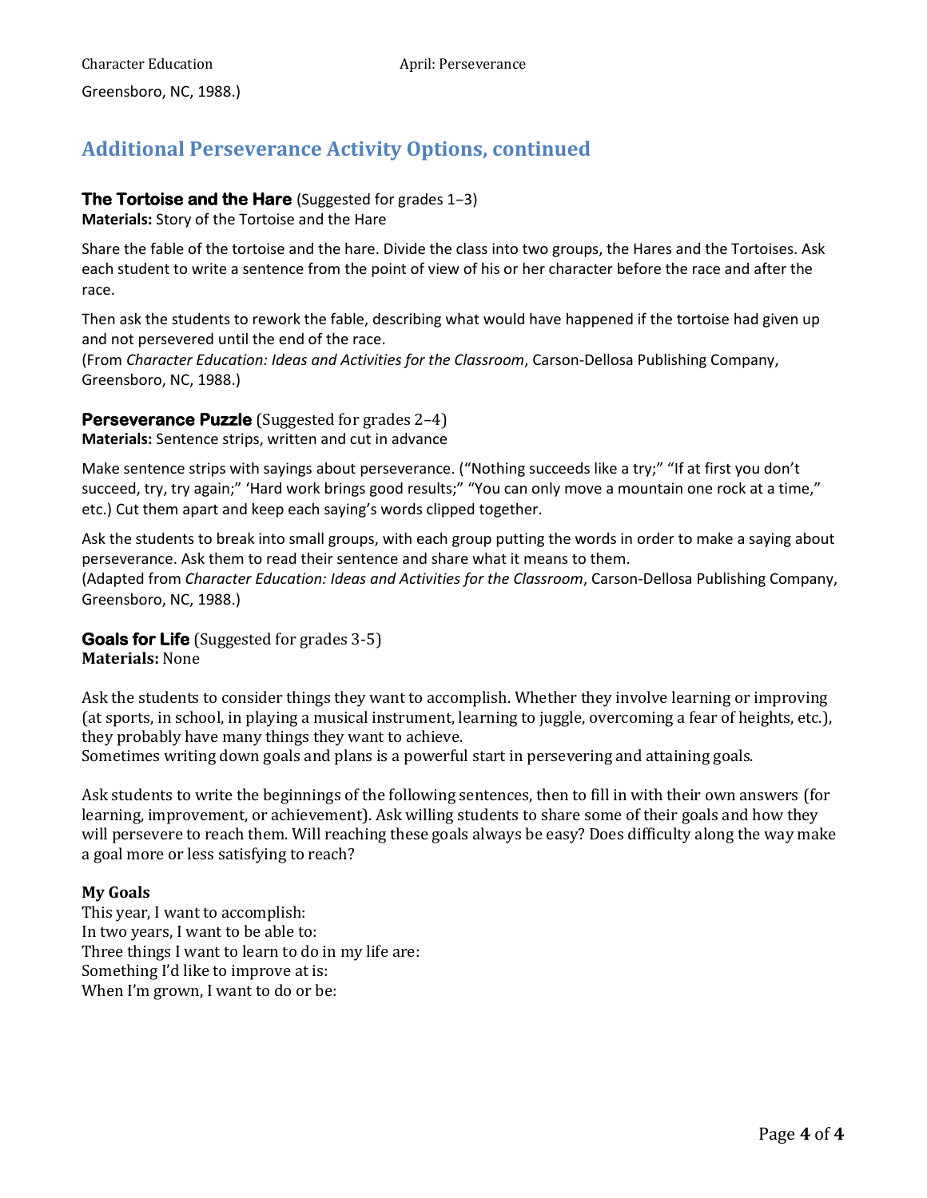Greensboro, NC, 1988.)

## Additional Perseverance Activity Options, continued

### The Tortoise and the Hare (Suggested for grades 1–3)

**Materials:** Story of the Tortoise and the Hare

Share the fable of the tortoise and the hare. Divide the class into two groups, the Hares and the Tortoises. Ask each student to write a sentence from the point of view of his or her character before the race and after the race.

Then ask the students to rework the fable, describing what would have happened if the tortoise had given up and not persevered until the end of the race.
(From *Character Education: Ideas and Activities for the Classroom*, Carson-Dellosa Publishing Company, Greensboro, NC, 1988.)

### Perseverance Puzzle (Suggested for grades 2–4)

**Materials:** Sentence strips, written and cut in advance

Make sentence strips with sayings about perseverance. ("Nothing succeeds like a try;" "If at first you don't succeed, try, try again;" 'Hard work brings good results;" "You can only move a mountain one rock at a time," etc.) Cut them apart and keep each saying's words clipped together.

Ask the students to break into small groups, with each group putting the words in order to make a saying about perseverance. Ask them to read their sentence and share what it means to them.
(Adapted from *Character Education: Ideas and Activities for the Classroom*, Carson-Dellosa Publishing Company, Greensboro, NC, 1988.)

### Goals for Life (Suggested for grades 3-5)

**Materials:** None

Ask the students to consider things they want to accomplish. Whether they involve learning or improving (at sports, in school, in playing a musical instrument, learning to juggle, overcoming a fear of heights, etc.), they probably have many things they want to achieve.
Sometimes writing down goals and plans is a powerful start in persevering and attaining goals.

Ask students to write the beginnings of the following sentences, then to fill in with their own answers (for learning, improvement, or achievement). Ask willing students to share some of their goals and how they will persevere to reach them. Will reaching these goals always be easy? Does difficulty along the way make a goal more or less satisfying to reach?

**My Goals**
This year, I want to accomplish:
In two years, I want to be able to:
Three things I want to learn to do in my life are:
Something I'd like to improve at is:
When I'm grown, I want to do or be: